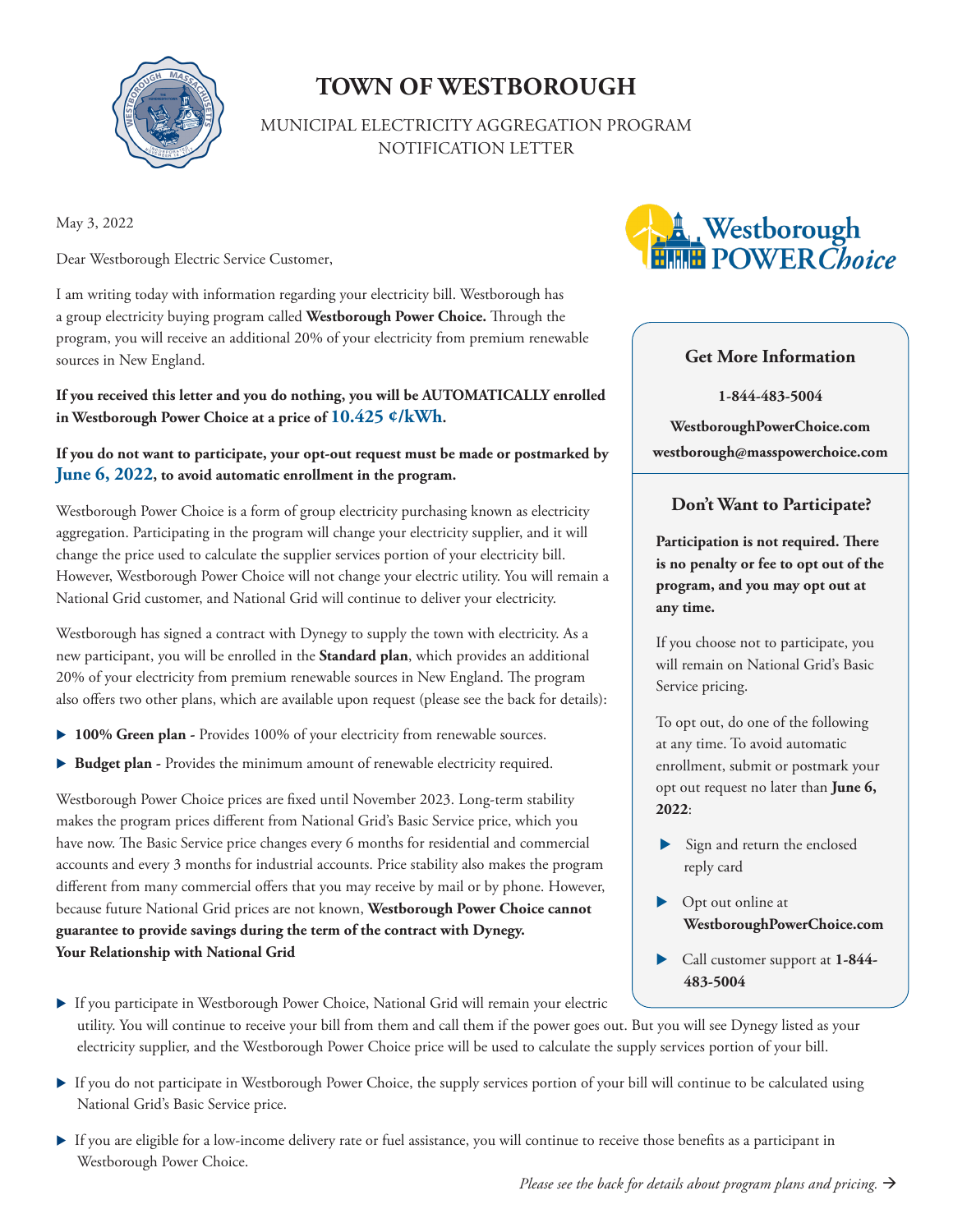# TOWN OF WESTBOROUGH

MUNICIPAL ELECTRICITY AGGREGATION PROGRAM
NOTIFICATION LETTER

May 3, 2022

Dear Westborough Electric Service Customer,

I am writing today with information regarding your electricity bill. Westborough has a group electricity buying program called **Westborough Power Choice.** Through the program, you will receive an additional 20% of your electricity from premium renewable sources in New England.

**If you received this letter and you do nothing, you will be AUTOMATICALLY enrolled in Westborough Power Choice at a price of 10.425 ¢/kWh.**

**If you do not want to participate, your opt-out request must be made or postmarked by June 6, 2022, to avoid automatic enrollment in the program.**

Westborough Power Choice is a form of group electricity purchasing known as electricity aggregation. Participating in the program will change your electricity supplier, and it will change the price used to calculate the supplier services portion of your electricity bill. However, Westborough Power Choice will not change your electric utility. You will remain a National Grid customer, and National Grid will continue to deliver your electricity.

Westborough has signed a contract with Dynegy to supply the town with electricity. As a new participant, you will be enrolled in the **Standard plan**, which provides an additional 20% of your electricity from premium renewable sources in New England. The program also offers two other plans, which are available upon request (please see the back for details):

- **100% Green plan -** Provides 100% of your electricity from renewable sources.
- **Budget plan -** Provides the minimum amount of renewable electricity required.

Westborough Power Choice prices are fixed until November 2023. Long-term stability makes the program prices different from National Grid's Basic Service price, which you have now. The Basic Service price changes every 6 months for residential and commercial accounts and every 3 months for industrial accounts. Price stability also makes the program different from many commercial offers that you may receive by mail or by phone. However, because future National Grid prices are not known, **Westborough Power Choice cannot guarantee to provide savings during the term of the contract with Dynegy.**

**Your Relationship with National Grid**

- If you participate in Westborough Power Choice, National Grid will remain your electric utility. You will continue to receive your bill from them and call them if the power goes out. But you will see Dynegy listed as your electricity supplier, and the Westborough Power Choice price will be used to calculate the supply services portion of your bill.
- If you do not participate in Westborough Power Choice, the supply services portion of your bill will continue to be calculated using National Grid's Basic Service price.
- If you are eligible for a low-income delivery rate or fuel assistance, you will continue to receive those benefits as a participant in Westborough Power Choice.

Westborough POWER*Choice*

### Get More Information

**1-844-483-5004**

**WestboroughPowerChoice.com**

**westborough@masspowerchoice.com**

### Don't Want to Participate?

**Participation is not required. There is no penalty or fee to opt out of the program, and you may opt out at any time.**

If you choose not to participate, you will remain on National Grid's Basic Service pricing.

To opt out, do one of the following at any time. To avoid automatic enrollment, submit or postmark your opt out request no later than **June 6, 2022**:

- Sign and return the enclosed reply card
- Opt out online at **WestboroughPowerChoice.com**
- Call customer support at **1-844-483-5004**

*Please see the back for details about program plans and pricing.* →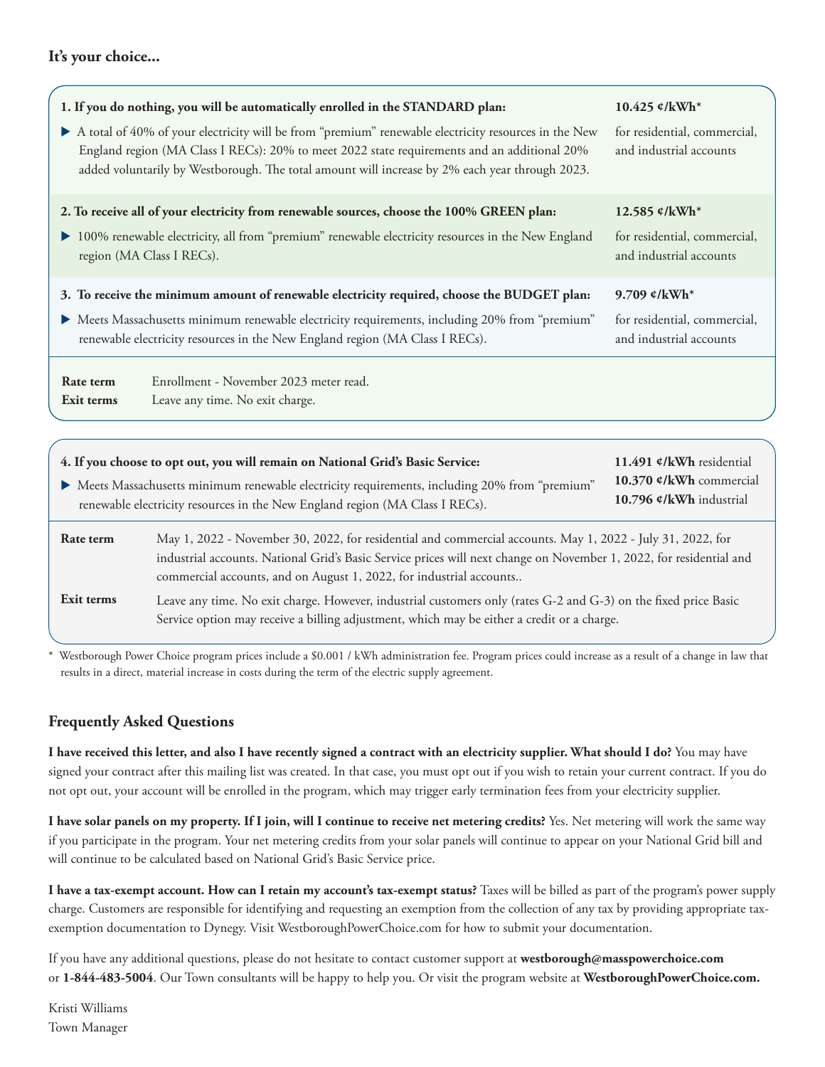## It's your choice...

**1. If you do nothing, you will be automatically enrolled in the STANDARD plan:**

**10.425 ¢/kWh*** for residential, commercial, and industrial accounts

- A total of 40% of your electricity will be from "premium" renewable electricity resources in the New England region (MA Class I RECs): 20% to meet 2022 state requirements and an additional 20% added voluntarily by Westborough. The total amount will increase by 2% each year through 2023.

**2. To receive all of your electricity from renewable sources, choose the 100% GREEN plan:**

**12.585 ¢/kWh*** for residential, commercial, and industrial accounts

- 100% renewable electricity, all from "premium" renewable electricity resources in the New England region (MA Class I RECs).

**3. To receive the minimum amount of renewable electricity required, choose the BUDGET plan:**

**9.709 ¢/kWh*** for residential, commercial, and industrial accounts

- Meets Massachusetts minimum renewable electricity requirements, including 20% from "premium" renewable electricity resources in the New England region (MA Class I RECs).

**Rate term** Enrollment - November 2023 meter read.

**Exit terms** Leave any time. No exit charge.

**4. If you choose to opt out, you will remain on National Grid's Basic Service:**

**11.491 ¢/kWh** residential
**10.370 ¢/kWh** commercial
**10.796 ¢/kWh** industrial

- Meets Massachusetts minimum renewable electricity requirements, including 20% from "premium" renewable electricity resources in the New England region (MA Class I RECs).

**Rate term** May 1, 2022 - November 30, 2022, for residential and commercial accounts. May 1, 2022 - July 31, 2022, for industrial accounts. National Grid's Basic Service prices will next change on November 1, 2022, for residential and commercial accounts, and on August 1, 2022, for industrial accounts..

**Exit terms** Leave any time. No exit charge. However, industrial customers only (rates G-2 and G-3) on the fixed price Basic Service option may receive a billing adjustment, which may be either a credit or a charge.

* Westborough Power Choice program prices include a $0.001 / kWh administration fee. Program prices could increase as a result of a change in law that results in a direct, material increase in costs during the term of the electric supply agreement.

## Frequently Asked Questions

**I have received this letter, and also I have recently signed a contract with an electricity supplier. What should I do?** You may have signed your contract after this mailing list was created. In that case, you must opt out if you wish to retain your current contract. If you do not opt out, your account will be enrolled in the program, which may trigger early termination fees from your electricity supplier.

**I have solar panels on my property. If I join, will I continue to receive net metering credits?** Yes. Net metering will work the same way if you participate in the program. Your net metering credits from your solar panels will continue to appear on your National Grid bill and will continue to be calculated based on National Grid's Basic Service price.

**I have a tax-exempt account. How can I retain my account's tax-exempt status?** Taxes will be billed as part of the program's power supply charge. Customers are responsible for identifying and requesting an exemption from the collection of any tax by providing appropriate tax-exemption documentation to Dynegy. Visit WestboroughPowerChoice.com for how to submit your documentation.

If you have any additional questions, please do not hesitate to contact customer support at **westborough@masspowerchoice.com** or **1-844-483-5004**. Our Town consultants will be happy to help you. Or visit the program website at **WestboroughPowerChoice.com.**

Kristi Williams
Town Manager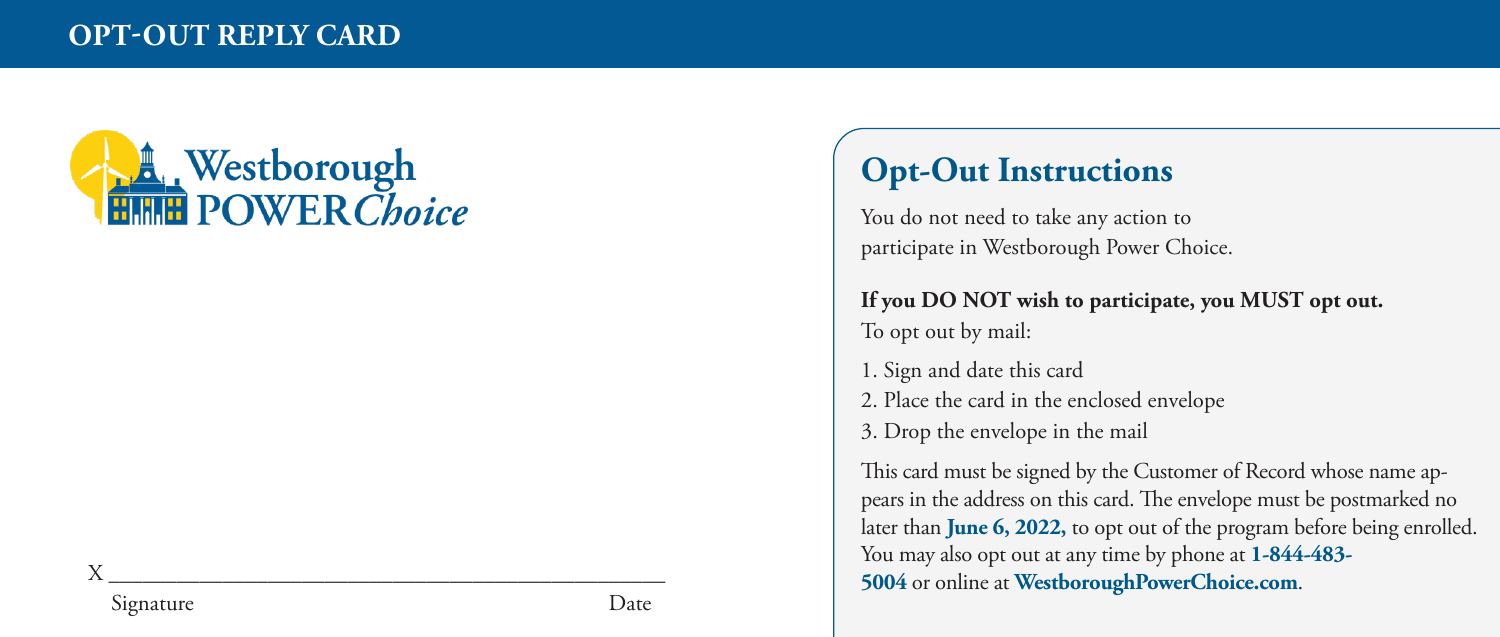# OPT-OUT REPLY CARD

Westborough POWER*Choice*

X ______________________________________________

Signature Date

## Opt-Out Instructions

You do not need to take any action to participate in Westborough Power Choice.

**If you DO NOT wish to participate, you MUST opt out.**
To opt out by mail:

1. Sign and date this card
2. Place the card in the enclosed envelope
3. Drop the envelope in the mail

This card must be signed by the Customer of Record whose name appears in the address on this card. The envelope must be postmarked no later than **June 6, 2022,** to opt out of the program before being enrolled. You may also opt out at any time by phone at **1-844-483-5004** or online at **WestboroughPowerChoice.com**.